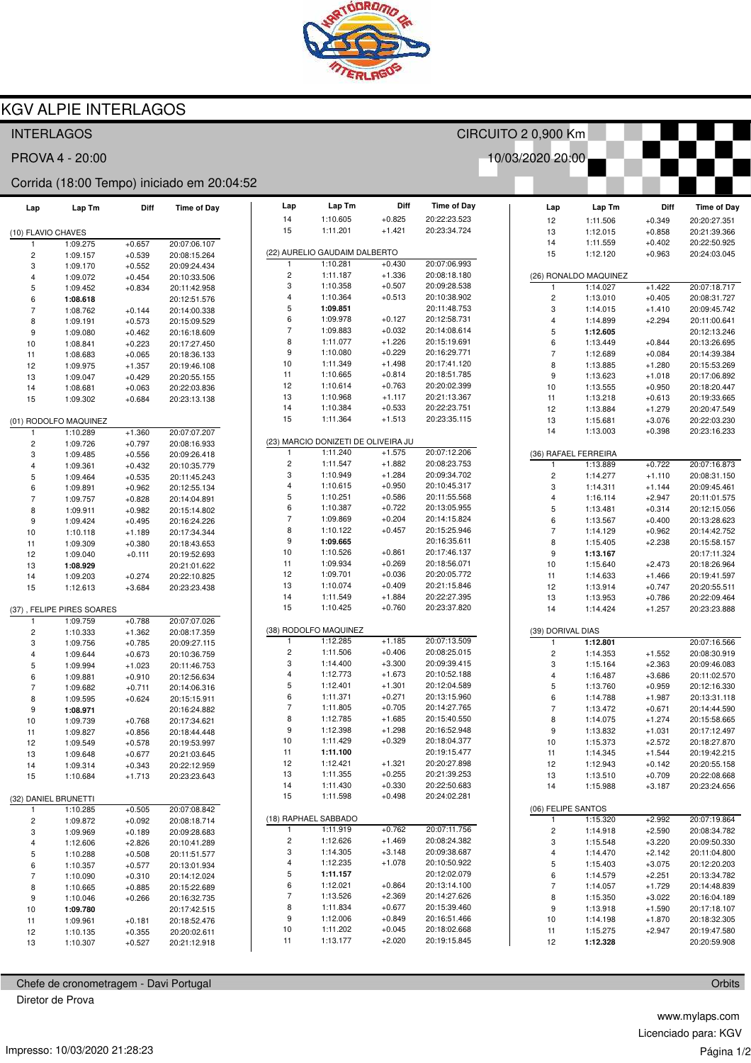# KGV ALPIE INTERLAGOS

INTERLAGOS — CIRCUITO 2 0,900 Km

PROVA 4 - 20:00 — 10/03/2020 20:00

Corrida (18:00 Tempo) iniciado em 20:04:52

### (10) FLAVIO CHAVES

| Lap | Lap Tm | Diff | Time of Day |
|---|---|---|---|
| 1 | 1:09.275 | +0.657 | 20:07:06.107 |
| 2 | 1:09.157 | +0.539 | 20:08:15.264 |
| 3 | 1:09.170 | +0.552 | 20:09:24.434 |
| 4 | 1:09.072 | +0.454 | 20:10:33.506 |
| 5 | 1:09.452 | +0.834 | 20:11:42.958 |
| 6 | **1:08.618** | | 20:12:51.576 |
| 7 | 1:08.762 | +0.144 | 20:14:00.338 |
| 8 | 1:09.191 | +0.573 | 20:15:09.529 |
| 9 | 1:09.080 | +0.462 | 20:16:18.609 |
| 10 | 1:08.841 | +0.223 | 20:17:27.450 |
| 11 | 1:08.683 | +0.065 | 20:18:36.133 |
| 12 | 1:09.975 | +1.357 | 20:19:46.108 |
| 13 | 1:09.047 | +0.429 | 20:20:55.155 |
| 14 | 1:08.681 | +0.063 | 20:22:03.836 |
| 15 | 1:09.302 | +0.684 | 20:23:13.138 |

### (01) RODOLFO MAQUINEZ

| Lap | Lap Tm | Diff | Time of Day |
|---|---|---|---|
| 1 | 1:10.289 | +1.360 | 20:07:07.207 |
| 2 | 1:09.726 | +0.797 | 20:08:16.933 |
| 3 | 1:09.485 | +0.556 | 20:09:26.418 |
| 4 | 1:09.361 | +0.432 | 20:10:35.779 |
| 5 | 1:09.464 | +0.535 | 20:11:45.243 |
| 6 | 1:09.891 | +0.962 | 20:12:55.134 |
| 7 | 1:09.757 | +0.828 | 20:14:04.891 |
| 8 | 1:09.911 | +0.982 | 20:15:14.802 |
| 9 | 1:09.424 | +0.495 | 20:16:24.226 |
| 10 | 1:10.118 | +1.189 | 20:17:34.344 |
| 11 | 1:09.309 | +0.380 | 20:18:43.653 |
| 12 | 1:09.040 | +0.111 | 20:19:52.693 |
| 13 | **1:08.929** | | 20:21:01.622 |
| 14 | 1:09.203 | +0.274 | 20:22:10.825 |
| 15 | 1:12.613 | +3.684 | 20:23:23.438 |

### (37) , FELIPE PIRES SOARES

| Lap | Lap Tm | Diff | Time of Day |
|---|---|---|---|
| 1 | 1:09.759 | +0.788 | 20:07:07.026 |
| 2 | 1:10.333 | +1.362 | 20:08:17.359 |
| 3 | 1:09.756 | +0.785 | 20:09:27.115 |
| 4 | 1:09.644 | +0.673 | 20:10:36.759 |
| 5 | 1:09.994 | +1.023 | 20:11:46.753 |
| 6 | 1:09.881 | +0.910 | 20:12:56.634 |
| 7 | 1:09.682 | +0.711 | 20:14:06.316 |
| 8 | 1:09.595 | +0.624 | 20:15:15.911 |
| 9 | **1:08.971** | | 20:16:24.882 |
| 10 | 1:09.739 | +0.768 | 20:17:34.621 |
| 11 | 1:09.827 | +0.856 | 20:18:44.448 |
| 12 | 1:09.549 | +0.578 | 20:19:53.997 |
| 13 | 1:09.648 | +0.677 | 20:21:03.645 |
| 14 | 1:09.314 | +0.343 | 20:22:12.959 |
| 15 | 1:10.684 | +1.713 | 20:23:23.643 |

### (32) DANIEL BRUNETTI

| Lap | Lap Tm | Diff | Time of Day |
|---|---|---|---|
| 1 | 1:10.285 | +0.505 | 20:07:08.842 |
| 2 | 1:09.872 | +0.092 | 20:08:18.714 |
| 3 | 1:09.969 | +0.189 | 20:09:28.683 |
| 4 | 1:12.606 | +2.826 | 20:10:41.289 |
| 5 | 1:10.288 | +0.508 | 20:11:51.577 |
| 6 | 1:10.357 | +0.577 | 20:13:01.934 |
| 7 | 1:10.090 | +0.310 | 20:14:12.024 |
| 8 | 1:10.665 | +0.885 | 20:15:22.689 |
| 9 | 1:10.046 | +0.266 | 20:16:32.735 |
| 10 | **1:09.780** | | 20:17:42.515 |
| 11 | 1:09.961 | +0.181 | 20:18:52.476 |
| 12 | 1:10.135 | +0.355 | 20:20:02.611 |
| 13 | 1:10.307 | +0.527 | 20:21:12.918 |
| 14 | 1:10.605 | +0.825 | 20:22:23.523 |
| 15 | 1:11.201 | +1.421 | 20:23:34.724 |

### (22) AURELIO GAUDAIM DALBERTO

| Lap | Lap Tm | Diff | Time of Day |
|---|---|---|---|
| 1 | 1:10.281 | +0.430 | 20:07:06.993 |
| 2 | 1:11.187 | +1.336 | 20:08:18.180 |
| 3 | 1:10.358 | +0.507 | 20:09:28.538 |
| 4 | 1:10.364 | +0.513 | 20:10:38.902 |
| 5 | **1:09.851** | | 20:11:48.753 |
| 6 | 1:09.978 | +0.127 | 20:12:58.731 |
| 7 | 1:09.883 | +0.032 | 20:14:08.614 |
| 8 | 1:11.077 | +1.226 | 20:15:19.691 |
| 9 | 1:10.080 | +0.229 | 20:16:29.771 |
| 10 | 1:11.349 | +1.498 | 20:17:41.120 |
| 11 | 1:10.665 | +0.814 | 20:18:51.785 |
| 12 | 1:10.614 | +0.763 | 20:20:02.399 |
| 13 | 1:10.968 | +1.117 | 20:21:13.367 |
| 14 | 1:10.384 | +0.533 | 20:22:23.751 |
| 15 | 1:11.364 | +1.513 | 20:23:35.115 |

### (23) MARCIO DONIZETI DE OLIVEIRA JU

| Lap | Lap Tm | Diff | Time of Day |
|---|---|---|---|
| 1 | 1:11.240 | +1.575 | 20:07:12.206 |
| 2 | 1:11.547 | +1.882 | 20:08:23.753 |
| 3 | 1:10.949 | +1.284 | 20:09:34.702 |
| 4 | 1:10.615 | +0.950 | 20:10:45.317 |
| 5 | 1:10.251 | +0.586 | 20:11:55.568 |
| 6 | 1:10.387 | +0.722 | 20:13:05.955 |
| 7 | 1:09.869 | +0.204 | 20:14:15.824 |
| 8 | 1:10.122 | +0.457 | 20:15:25.946 |
| 9 | **1:09.665** | | 20:16:35.611 |
| 10 | 1:10.526 | +0.861 | 20:17:46.137 |
| 11 | 1:09.934 | +0.269 | 20:18:56.071 |
| 12 | 1:09.701 | +0.036 | 20:20:05.772 |
| 13 | 1:10.074 | +0.409 | 20:21:15.846 |
| 14 | 1:11.549 | +1.884 | 20:22:27.395 |
| 15 | 1:10.425 | +0.760 | 20:23:37.820 |

### (38) RODOLFO MAQUINEZ

| Lap | Lap Tm | Diff | Time of Day |
|---|---|---|---|
| 1 | 1:12.285 | +1.185 | 20:07:13.509 |
| 2 | 1:11.506 | +0.406 | 20:08:25.015 |
| 3 | 1:14.400 | +3.300 | 20:09:39.415 |
| 4 | 1:12.773 | +1.673 | 20:10:52.188 |
| 5 | 1:12.401 | +1.301 | 20:12:04.589 |
| 6 | 1:11.371 | +0.271 | 20:13:15.960 |
| 7 | 1:11.805 | +0.705 | 20:14:27.765 |
| 8 | 1:12.785 | +1.685 | 20:15:40.550 |
| 9 | 1:12.398 | +1.298 | 20:16:52.948 |
| 10 | 1:11.429 | +0.329 | 20:18:04.377 |
| 11 | **1:11.100** | | 20:19:15.477 |
| 12 | 1:12.421 | +1.321 | 20:20:27.898 |
| 13 | 1:11.355 | +0.255 | 20:21:39.253 |
| 14 | 1:11.430 | +0.330 | 20:22:50.683 |
| 15 | 1:11.598 | +0.498 | 20:24:02.281 |

### (18) RAPHAEL SABBADO

| Lap | Lap Tm | Diff | Time of Day |
|---|---|---|---|
| 1 | 1:11.919 | +0.762 | 20:07:11.756 |
| 2 | 1:12.626 | +1.469 | 20:08:24.382 |
| 3 | 1:14.305 | +3.148 | 20:09:38.687 |
| 4 | 1:12.235 | +1.078 | 20:10:50.922 |
| 5 | **1:11.157** | | 20:12:02.079 |
| 6 | 1:12.021 | +0.864 | 20:13:14.100 |
| 7 | 1:13.526 | +2.369 | 20:14:27.626 |
| 8 | 1:11.834 | +0.677 | 20:15:39.460 |
| 9 | 1:12.006 | +0.849 | 20:16:51.466 |
| 10 | 1:11.202 | +0.045 | 20:18:02.668 |
| 11 | 1:13.177 | +2.020 | 20:19:15.845 |
| 12 | 1:11.506 | +0.349 | 20:20:27.351 |
| 13 | 1:12.015 | +0.858 | 20:21:39.366 |
| 14 | 1:11.559 | +0.402 | 20:22:50.925 |
| 15 | 1:12.120 | +0.963 | 20:24:03.045 |

### (26) RONALDO MAQUINEZ

| Lap | Lap Tm | Diff | Time of Day |
|---|---|---|---|
| 1 | 1:14.027 | +1.422 | 20:07:18.717 |
| 2 | 1:13.010 | +0.405 | 20:08:31.727 |
| 3 | 1:14.015 | +1.410 | 20:09:45.742 |
| 4 | 1:14.899 | +2.294 | 20:11:00.641 |
| 5 | **1:12.605** | | 20:12:13.246 |
| 6 | 1:13.449 | +0.844 | 20:13:26.695 |
| 7 | 1:12.689 | +0.084 | 20:14:39.384 |
| 8 | 1:13.885 | +1.280 | 20:15:53.269 |
| 9 | 1:13.623 | +1.018 | 20:17:06.892 |
| 10 | 1:13.555 | +0.950 | 20:18:20.447 |
| 11 | 1:13.218 | +0.613 | 20:19:33.665 |
| 12 | 1:13.884 | +1.279 | 20:20:47.549 |
| 13 | 1:15.681 | +3.076 | 20:22:03.230 |
| 14 | 1:13.003 | +0.398 | 20:23:16.233 |

### (36) RAFAEL FERREIRA

| Lap | Lap Tm | Diff | Time of Day |
|---|---|---|---|
| 1 | 1:13.889 | +0.722 | 20:07:16.873 |
| 2 | 1:14.277 | +1.110 | 20:08:31.150 |
| 3 | 1:14.311 | +1.144 | 20:09:45.461 |
| 4 | 1:16.114 | +2.947 | 20:11:01.575 |
| 5 | 1:13.481 | +0.314 | 20:12:15.056 |
| 6 | 1:13.567 | +0.400 | 20:13:28.623 |
| 7 | 1:14.129 | +0.962 | 20:14:42.752 |
| 8 | 1:15.405 | +2.238 | 20:15:58.157 |
| 9 | **1:13.167** | | 20:17:11.324 |
| 10 | 1:15.640 | +2.473 | 20:18:26.964 |
| 11 | 1:14.633 | +1.466 | 20:19:41.597 |
| 12 | 1:13.914 | +0.747 | 20:20:55.511 |
| 13 | 1:13.953 | +0.786 | 20:22:09.464 |
| 14 | 1:14.424 | +1.257 | 20:23:23.888 |

### (39) DORIVAL DIAS

| Lap | Lap Tm | Diff | Time of Day |
|---|---|---|---|
| 1 | **1:12.801** | | 20:07:16.566 |
| 2 | 1:14.353 | +1.552 | 20:08:30.919 |
| 3 | 1:15.164 | +2.363 | 20:09:46.083 |
| 4 | 1:16.487 | +3.686 | 20:11:02.570 |
| 5 | 1:13.760 | +0.959 | 20:12:16.330 |
| 6 | 1:14.788 | +1.987 | 20:13:31.118 |
| 7 | 1:13.472 | +0.671 | 20:14:44.590 |
| 8 | 1:14.075 | +1.274 | 20:15:58.665 |
| 9 | 1:13.832 | +1.031 | 20:17:12.497 |
| 10 | 1:15.373 | +2.572 | 20:18:27.870 |
| 11 | 1:14.345 | +1.544 | 20:19:42.215 |
| 12 | 1:12.943 | +0.142 | 20:20:55.158 |
| 13 | 1:13.510 | +0.709 | 20:22:08.668 |
| 14 | 1:15.988 | +3.187 | 20:23:24.656 |

### (06) FELIPE SANTOS

| Lap | Lap Tm | Diff | Time of Day |
|---|---|---|---|
| 1 | 1:15.320 | +2.992 | 20:07:19.864 |
| 2 | 1:14.918 | +2.590 | 20:08:34.782 |
| 3 | 1:15.548 | +3.220 | 20:09:50.330 |
| 4 | 1:14.470 | +2.142 | 20:11:04.800 |
| 5 | 1:15.403 | +3.075 | 20:12:20.203 |
| 6 | 1:14.579 | +2.251 | 20:13:34.782 |
| 7 | 1:14.057 | +1.729 | 20:14:48.839 |
| 8 | 1:15.350 | +3.022 | 20:16:04.189 |
| 9 | 1:13.918 | +1.590 | 20:17:18.107 |
| 10 | 1:14.198 | +1.870 | 20:18:32.305 |
| 11 | 1:15.275 | +2.947 | 20:19:47.580 |
| 12 | **1:12.328** | | 20:20:59.908 |

Chefe de cronometragem - Davi Portugal — Orbits

Diretor de Prova

www.mylaps.com

Licenciado para: KGV

Impresso: 10/03/2020 21:28:23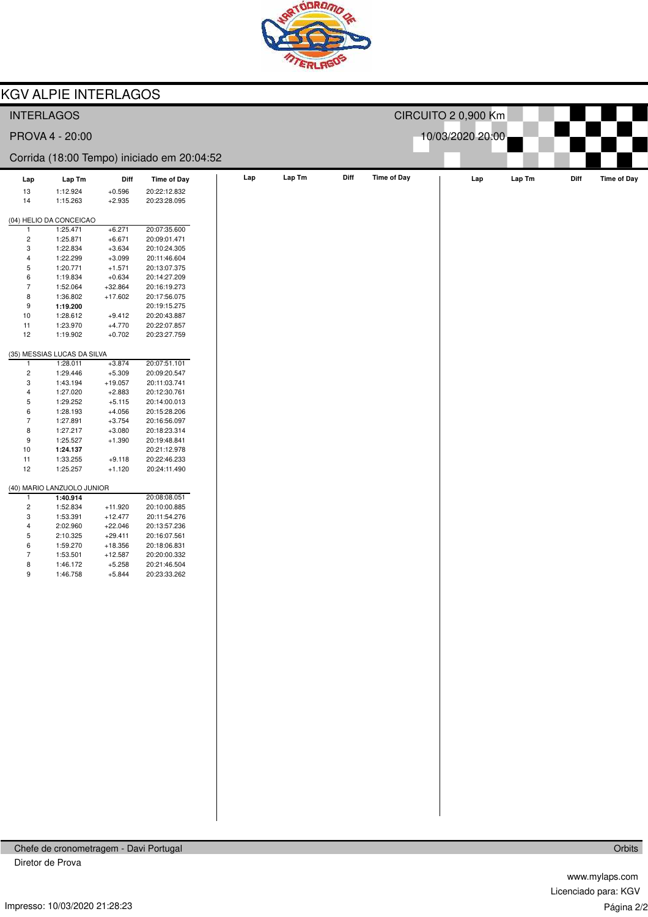# KGV ALPIE INTERLAGOS

INTERLAGOS

CIRCUITO 2 0,900 Km

PROVA 4 - 20:00

10/03/2020 20:00

Corrida (18:00 Tempo) iniciado em 20:04:52

| Lap | Lap Tm | Diff | Time of Day |
|---|---|---|---|
| 13 | 1:12.924 | +0.596 | 20:22:12.832 |
| 14 | 1:15.263 | +2.935 | 20:23:28.095 |

(04) HELIO DA CONCEICAO

| Lap | Lap Tm | Diff | Time of Day |
|---|---|---|---|
| 1 | 1:25.471 | +6.271 | 20:07:35.600 |
| 2 | 1:25.871 | +6.671 | 20:09:01.471 |
| 3 | 1:22.834 | +3.634 | 20:10:24.305 |
| 4 | 1:22.299 | +3.099 | 20:11:46.604 |
| 5 | 1:20.771 | +1.571 | 20:13:07.375 |
| 6 | 1:19.834 | +0.634 | 20:14:27.209 |
| 7 | 1:52.064 | +32.864 | 20:16:19.273 |
| 8 | 1:36.802 | +17.602 | 20:17:56.075 |
| 9 | **1:19.200** | | 20:19:15.275 |
| 10 | 1:28.612 | +9.412 | 20:20:43.887 |
| 11 | 1:23.970 | +4.770 | 20:22:07.857 |
| 12 | 1:19.902 | +0.702 | 20:23:27.759 |

(35) MESSIAS LUCAS DA SILVA

| Lap | Lap Tm | Diff | Time of Day |
|---|---|---|---|
| 1 | 1:28.011 | +3.874 | 20:07:51.101 |
| 2 | 1:29.446 | +5.309 | 20:09:20.547 |
| 3 | 1:43.194 | +19.057 | 20:11:03.741 |
| 4 | 1:27.020 | +2.883 | 20:12:30.761 |
| 5 | 1:29.252 | +5.115 | 20:14:00.013 |
| 6 | 1:28.193 | +4.056 | 20:15:28.206 |
| 7 | 1:27.891 | +3.754 | 20:16:56.097 |
| 8 | 1:27.217 | +3.080 | 20:18:23.314 |
| 9 | 1:25.527 | +1.390 | 20:19:48.841 |
| 10 | **1:24.137** | | 20:21:12.978 |
| 11 | 1:33.255 | +9.118 | 20:22:46.233 |
| 12 | 1:25.257 | +1.120 | 20:24:11.490 |

(40) MARIO LANZUOLO JUNIOR

| Lap | Lap Tm | Diff | Time of Day |
|---|---|---|---|
| 1 | **1:40.914** | | 20:08:08.051 |
| 2 | 1:52.834 | +11.920 | 20:10:00.885 |
| 3 | 1:53.391 | +12.477 | 20:11:54.276 |
| 4 | 2:02.960 | +22.046 | 20:13:57.236 |
| 5 | 2:10.325 | +29.411 | 20:16:07.561 |
| 6 | 1:59.270 | +18.356 | 20:18:06.831 |
| 7 | 1:53.501 | +12.587 | 20:20:00.332 |
| 8 | 1:46.172 | +5.258 | 20:21:46.504 |
| 9 | 1:46.758 | +5.844 | 20:23:33.262 |

Chefe de cronometragem - Davi Portugal

Diretor de Prova

Orbits

www.mylaps.com

Licenciado para: KGV

Impresso: 10/03/2020 21:28:23